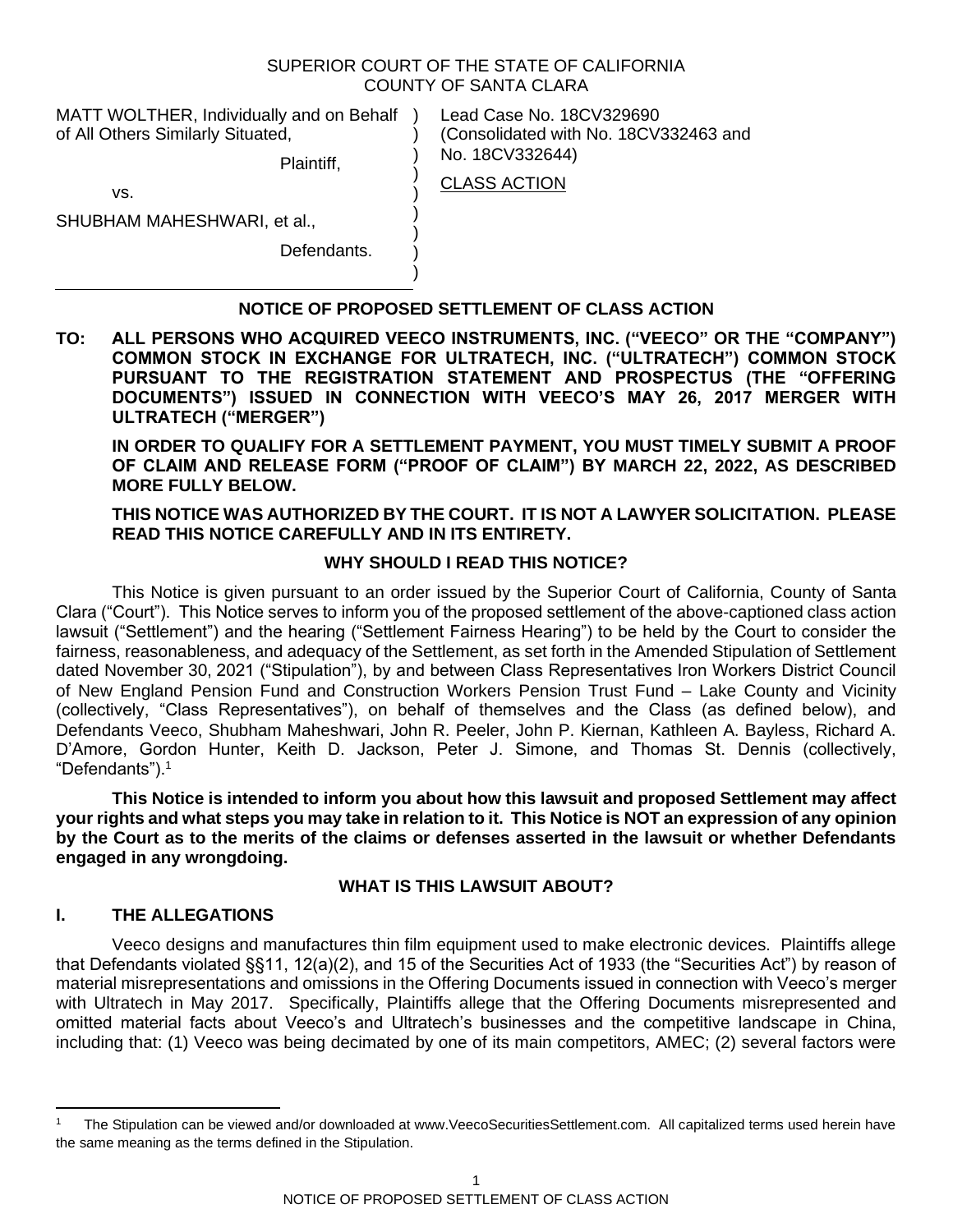SUPERIOR COURT OF THE STATE OF CALIFORNIA
COUNTY OF SANTA CLARA

| | |
|---|---|
| MATT WOLTHER, Individually and on Behalf of All Others Similarly Situated,<br><br>Plaintiff,<br><br>vs.<br><br>SHUBHAM MAHESHWARI, et al.,<br><br>Defendants. | Lead Case No. 18CV329690<br>(Consolidated with No. 18CV332463 and No. 18CV332644)<br><br>CLASS ACTION |

## NOTICE OF PROPOSED SETTLEMENT OF CLASS ACTION

**TO: ALL PERSONS WHO ACQUIRED VEECO INSTRUMENTS, INC. ("VEECO" OR THE "COMPANY") COMMON STOCK IN EXCHANGE FOR ULTRATECH, INC. ("ULTRATECH") COMMON STOCK PURSUANT TO THE REGISTRATION STATEMENT AND PROSPECTUS (THE "OFFERING DOCUMENTS") ISSUED IN CONNECTION WITH VEECO'S MAY 26, 2017 MERGER WITH ULTRATECH ("MERGER")**

**IN ORDER TO QUALIFY FOR A SETTLEMENT PAYMENT, YOU MUST TIMELY SUBMIT A PROOF OF CLAIM AND RELEASE FORM ("PROOF OF CLAIM") BY MARCH 22, 2022, AS DESCRIBED MORE FULLY BELOW.**

**THIS NOTICE WAS AUTHORIZED BY THE COURT. IT IS NOT A LAWYER SOLICITATION. PLEASE READ THIS NOTICE CAREFULLY AND IN ITS ENTIRETY.**

### WHY SHOULD I READ THIS NOTICE?

This Notice is given pursuant to an order issued by the Superior Court of California, County of Santa Clara ("Court"). This Notice serves to inform you of the proposed settlement of the above-captioned class action lawsuit ("Settlement") and the hearing ("Settlement Fairness Hearing") to be held by the Court to consider the fairness, reasonableness, and adequacy of the Settlement, as set forth in the Amended Stipulation of Settlement dated November 30, 2021 ("Stipulation"), by and between Class Representatives Iron Workers District Council of New England Pension Fund and Construction Workers Pension Trust Fund – Lake County and Vicinity (collectively, "Class Representatives"), on behalf of themselves and the Class (as defined below), and Defendants Veeco, Shubham Maheshwari, John R. Peeler, John P. Kiernan, Kathleen A. Bayless, Richard A. D'Amore, Gordon Hunter, Keith D. Jackson, Peter J. Simone, and Thomas St. Dennis (collectively, "Defendants").[1]

**This Notice is intended to inform you about how this lawsuit and proposed Settlement may affect your rights and what steps you may take in relation to it. This Notice is NOT an expression of any opinion by the Court as to the merits of the claims or defenses asserted in the lawsuit or whether Defendants engaged in any wrongdoing.**

### WHAT IS THIS LAWSUIT ABOUT?

## I. THE ALLEGATIONS

Veeco designs and manufactures thin film equipment used to make electronic devices. Plaintiffs allege that Defendants violated §§11, 12(a)(2), and 15 of the Securities Act of 1933 (the "Securities Act") by reason of material misrepresentations and omissions in the Offering Documents issued in connection with Veeco's merger with Ultratech in May 2017. Specifically, Plaintiffs allege that the Offering Documents misrepresented and omitted material facts about Veeco's and Ultratech's businesses and the competitive landscape in China, including that: (1) Veeco was being decimated by one of its main competitors, AMEC; (2) several factors were

---

[1] The Stipulation can be viewed and/or downloaded at www.VeecoSecuritiesSettlement.com. All capitalized terms used herein have the same meaning as the terms defined in the Stipulation.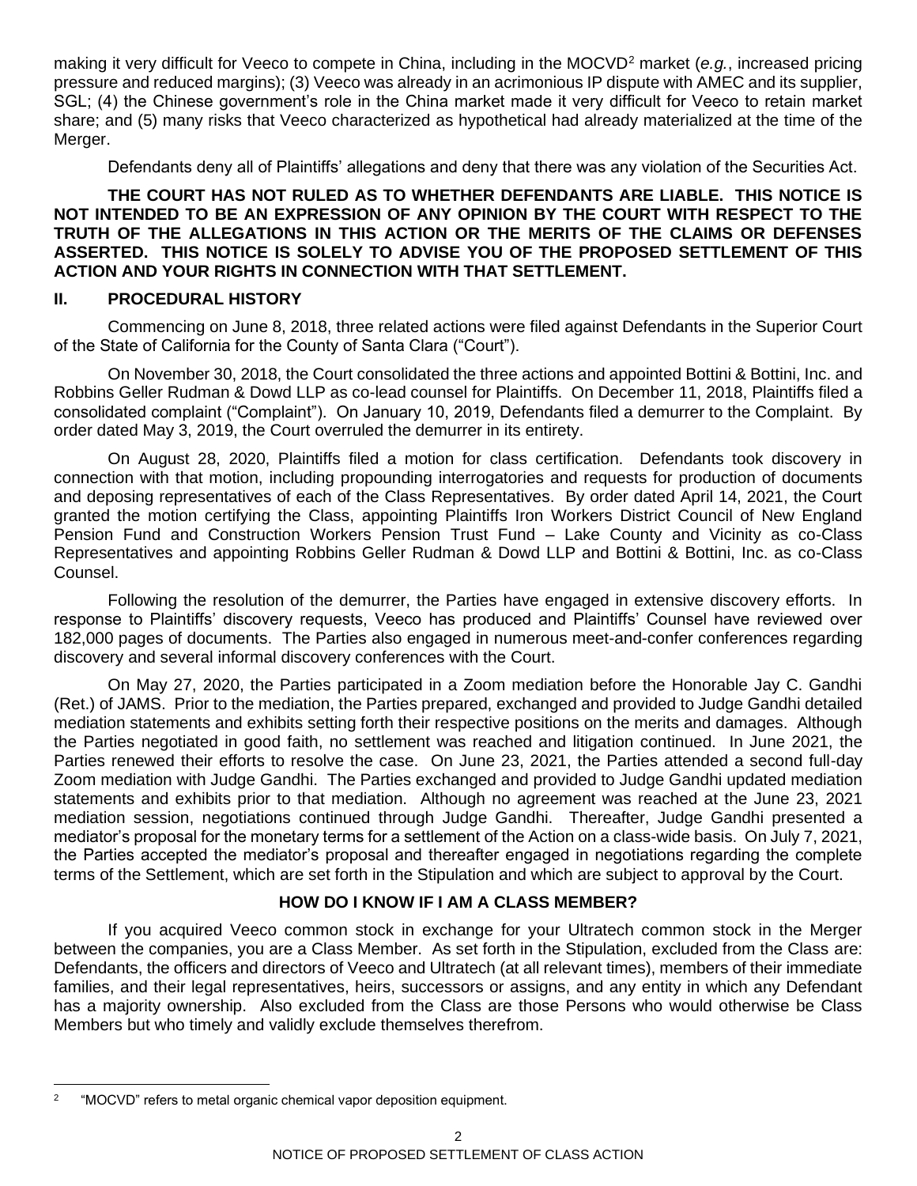making it very difficult for Veeco to compete in China, including in the MOCVD[2] market (*e.g.*, increased pricing pressure and reduced margins); (3) Veeco was already in an acrimonious IP dispute with AMEC and its supplier, SGL; (4) the Chinese government's role in the China market made it very difficult for Veeco to retain market share; and (5) many risks that Veeco characterized as hypothetical had already materialized at the time of the Merger.

Defendants deny all of Plaintiffs' allegations and deny that there was any violation of the Securities Act.

**THE COURT HAS NOT RULED AS TO WHETHER DEFENDANTS ARE LIABLE. THIS NOTICE IS NOT INTENDED TO BE AN EXPRESSION OF ANY OPINION BY THE COURT WITH RESPECT TO THE TRUTH OF THE ALLEGATIONS IN THIS ACTION OR THE MERITS OF THE CLAIMS OR DEFENSES ASSERTED. THIS NOTICE IS SOLELY TO ADVISE YOU OF THE PROPOSED SETTLEMENT OF THIS ACTION AND YOUR RIGHTS IN CONNECTION WITH THAT SETTLEMENT.**

## II. PROCEDURAL HISTORY

Commencing on June 8, 2018, three related actions were filed against Defendants in the Superior Court of the State of California for the County of Santa Clara ("Court").

On November 30, 2018, the Court consolidated the three actions and appointed Bottini & Bottini, Inc. and Robbins Geller Rudman & Dowd LLP as co-lead counsel for Plaintiffs. On December 11, 2018, Plaintiffs filed a consolidated complaint ("Complaint"). On January 10, 2019, Defendants filed a demurrer to the Complaint. By order dated May 3, 2019, the Court overruled the demurrer in its entirety.

On August 28, 2020, Plaintiffs filed a motion for class certification. Defendants took discovery in connection with that motion, including propounding interrogatories and requests for production of documents and deposing representatives of each of the Class Representatives. By order dated April 14, 2021, the Court granted the motion certifying the Class, appointing Plaintiffs Iron Workers District Council of New England Pension Fund and Construction Workers Pension Trust Fund – Lake County and Vicinity as co-Class Representatives and appointing Robbins Geller Rudman & Dowd LLP and Bottini & Bottini, Inc. as co-Class Counsel.

Following the resolution of the demurrer, the Parties have engaged in extensive discovery efforts. In response to Plaintiffs' discovery requests, Veeco has produced and Plaintiffs' Counsel have reviewed over 182,000 pages of documents. The Parties also engaged in numerous meet-and-confer conferences regarding discovery and several informal discovery conferences with the Court.

On May 27, 2020, the Parties participated in a Zoom mediation before the Honorable Jay C. Gandhi (Ret.) of JAMS. Prior to the mediation, the Parties prepared, exchanged and provided to Judge Gandhi detailed mediation statements and exhibits setting forth their respective positions on the merits and damages. Although the Parties negotiated in good faith, no settlement was reached and litigation continued. In June 2021, the Parties renewed their efforts to resolve the case. On June 23, 2021, the Parties attended a second full-day Zoom mediation with Judge Gandhi. The Parties exchanged and provided to Judge Gandhi updated mediation statements and exhibits prior to that mediation. Although no agreement was reached at the June 23, 2021 mediation session, negotiations continued through Judge Gandhi. Thereafter, Judge Gandhi presented a mediator's proposal for the monetary terms for a settlement of the Action on a class-wide basis. On July 7, 2021, the Parties accepted the mediator's proposal and thereafter engaged in negotiations regarding the complete terms of the Settlement, which are set forth in the Stipulation and which are subject to approval by the Court.

### HOW DO I KNOW IF I AM A CLASS MEMBER?

If you acquired Veeco common stock in exchange for your Ultratech common stock in the Merger between the companies, you are a Class Member. As set forth in the Stipulation, excluded from the Class are: Defendants, the officers and directors of Veeco and Ultratech (at all relevant times), members of their immediate families, and their legal representatives, heirs, successors or assigns, and any entity in which any Defendant has a majority ownership. Also excluded from the Class are those Persons who would otherwise be Class Members but who timely and validly exclude themselves therefrom.

[2] "MOCVD" refers to metal organic chemical vapor deposition equipment.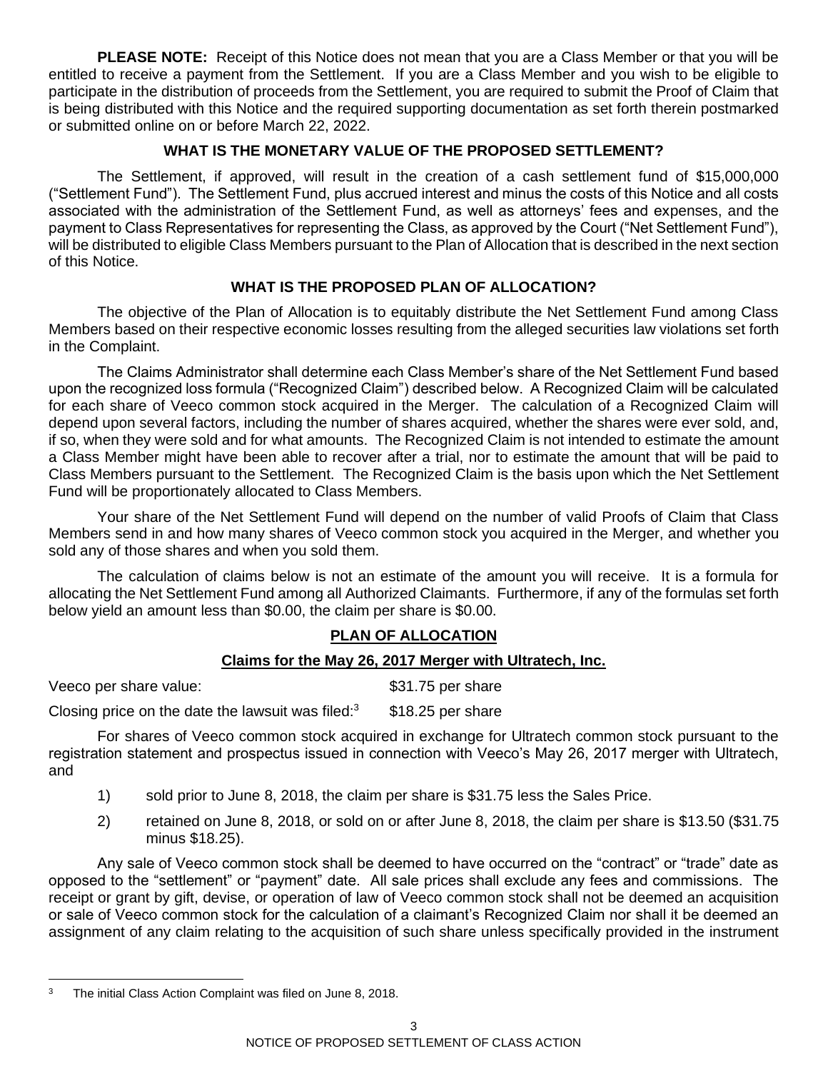**PLEASE NOTE:** Receipt of this Notice does not mean that you are a Class Member or that you will be entitled to receive a payment from the Settlement. If you are a Class Member and you wish to be eligible to participate in the distribution of proceeds from the Settlement, you are required to submit the Proof of Claim that is being distributed with this Notice and the required supporting documentation as set forth therein postmarked or submitted online on or before March 22, 2022.

## WHAT IS THE MONETARY VALUE OF THE PROPOSED SETTLEMENT?

The Settlement, if approved, will result in the creation of a cash settlement fund of $15,000,000 ("Settlement Fund"). The Settlement Fund, plus accrued interest and minus the costs of this Notice and all costs associated with the administration of the Settlement Fund, as well as attorneys' fees and expenses, and the payment to Class Representatives for representing the Class, as approved by the Court ("Net Settlement Fund"), will be distributed to eligible Class Members pursuant to the Plan of Allocation that is described in the next section of this Notice.

## WHAT IS THE PROPOSED PLAN OF ALLOCATION?

The objective of the Plan of Allocation is to equitably distribute the Net Settlement Fund among Class Members based on their respective economic losses resulting from the alleged securities law violations set forth in the Complaint.

The Claims Administrator shall determine each Class Member's share of the Net Settlement Fund based upon the recognized loss formula ("Recognized Claim") described below. A Recognized Claim will be calculated for each share of Veeco common stock acquired in the Merger. The calculation of a Recognized Claim will depend upon several factors, including the number of shares acquired, whether the shares were ever sold, and, if so, when they were sold and for what amounts. The Recognized Claim is not intended to estimate the amount a Class Member might have been able to recover after a trial, nor to estimate the amount that will be paid to Class Members pursuant to the Settlement. The Recognized Claim is the basis upon which the Net Settlement Fund will be proportionately allocated to Class Members.

Your share of the Net Settlement Fund will depend on the number of valid Proofs of Claim that Class Members send in and how many shares of Veeco common stock you acquired in the Merger, and whether you sold any of those shares and when you sold them.

The calculation of claims below is not an estimate of the amount you will receive. It is a formula for allocating the Net Settlement Fund among all Authorized Claimants. Furthermore, if any of the formulas set forth below yield an amount less than $0.00, the claim per share is $0.00.

## PLAN OF ALLOCATION

### Claims for the May 26, 2017 Merger with Ultratech, Inc.

Veeco per share value: $31.75 per share

Closing price on the date the lawsuit was filed:[3] $18.25 per share

For shares of Veeco common stock acquired in exchange for Ultratech common stock pursuant to the registration statement and prospectus issued in connection with Veeco's May 26, 2017 merger with Ultratech, and

1) sold prior to June 8, 2018, the claim per share is $31.75 less the Sales Price.
2) retained on June 8, 2018, or sold on or after June 8, 2018, the claim per share is $13.50 ($31.75 minus $18.25).

Any sale of Veeco common stock shall be deemed to have occurred on the "contract" or "trade" date as opposed to the "settlement" or "payment" date. All sale prices shall exclude any fees and commissions. The receipt or grant by gift, devise, or operation of law of Veeco common stock shall not be deemed an acquisition or sale of Veeco common stock for the calculation of a claimant's Recognized Claim nor shall it be deemed an assignment of any claim relating to the acquisition of such share unless specifically provided in the instrument

[3] The initial Class Action Complaint was filed on June 8, 2018.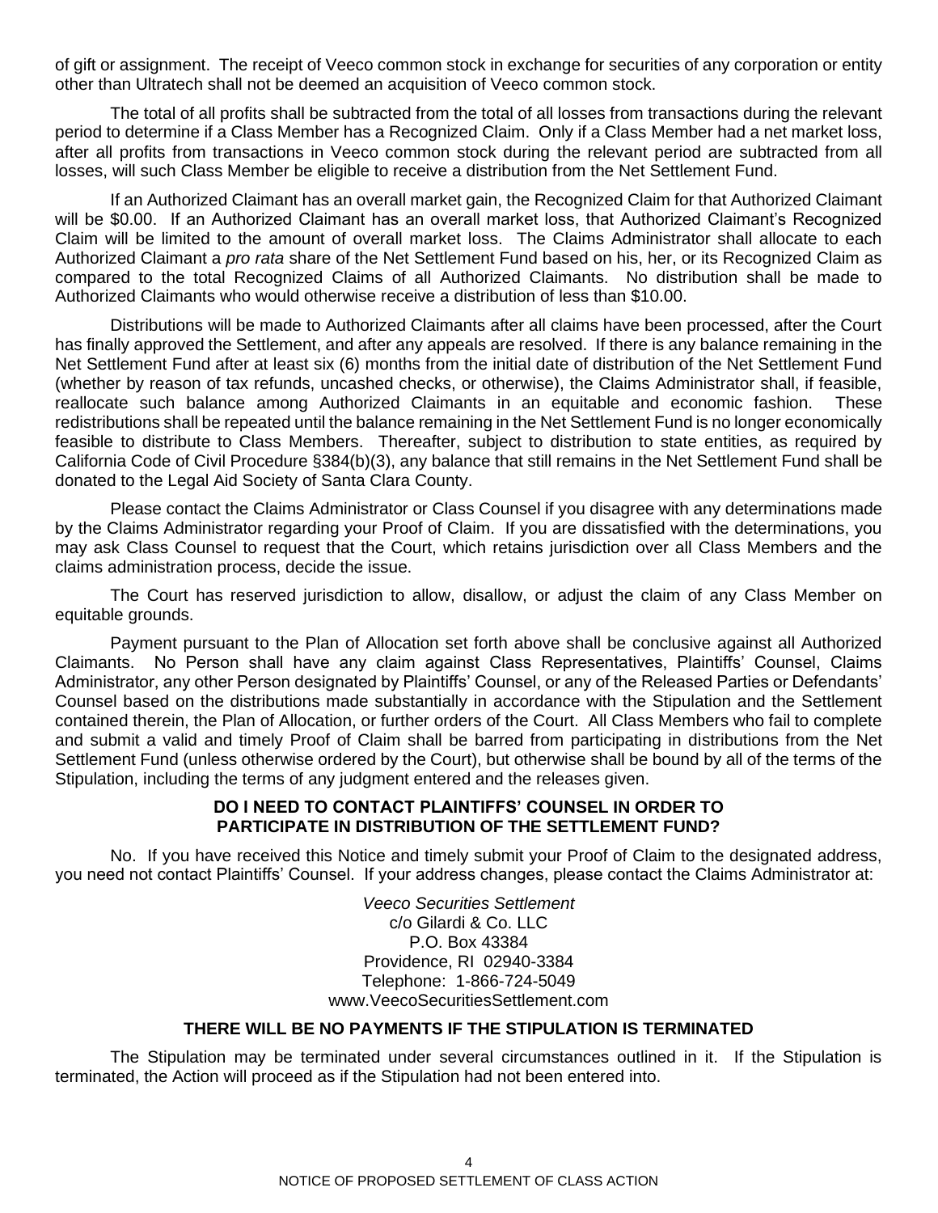of gift or assignment. The receipt of Veeco common stock in exchange for securities of any corporation or entity other than Ultratech shall not be deemed an acquisition of Veeco common stock.

The total of all profits shall be subtracted from the total of all losses from transactions during the relevant period to determine if a Class Member has a Recognized Claim. Only if a Class Member had a net market loss, after all profits from transactions in Veeco common stock during the relevant period are subtracted from all losses, will such Class Member be eligible to receive a distribution from the Net Settlement Fund.

If an Authorized Claimant has an overall market gain, the Recognized Claim for that Authorized Claimant will be $0.00. If an Authorized Claimant has an overall market loss, that Authorized Claimant's Recognized Claim will be limited to the amount of overall market loss. The Claims Administrator shall allocate to each Authorized Claimant a *pro rata* share of the Net Settlement Fund based on his, her, or its Recognized Claim as compared to the total Recognized Claims of all Authorized Claimants. No distribution shall be made to Authorized Claimants who would otherwise receive a distribution of less than $10.00.

Distributions will be made to Authorized Claimants after all claims have been processed, after the Court has finally approved the Settlement, and after any appeals are resolved. If there is any balance remaining in the Net Settlement Fund after at least six (6) months from the initial date of distribution of the Net Settlement Fund (whether by reason of tax refunds, uncashed checks, or otherwise), the Claims Administrator shall, if feasible, reallocate such balance among Authorized Claimants in an equitable and economic fashion. These redistributions shall be repeated until the balance remaining in the Net Settlement Fund is no longer economically feasible to distribute to Class Members. Thereafter, subject to distribution to state entities, as required by California Code of Civil Procedure §384(b)(3), any balance that still remains in the Net Settlement Fund shall be donated to the Legal Aid Society of Santa Clara County.

Please contact the Claims Administrator or Class Counsel if you disagree with any determinations made by the Claims Administrator regarding your Proof of Claim. If you are dissatisfied with the determinations, you may ask Class Counsel to request that the Court, which retains jurisdiction over all Class Members and the claims administration process, decide the issue.

The Court has reserved jurisdiction to allow, disallow, or adjust the claim of any Class Member on equitable grounds.

Payment pursuant to the Plan of Allocation set forth above shall be conclusive against all Authorized Claimants. No Person shall have any claim against Class Representatives, Plaintiffs' Counsel, Claims Administrator, any other Person designated by Plaintiffs' Counsel, or any of the Released Parties or Defendants' Counsel based on the distributions made substantially in accordance with the Stipulation and the Settlement contained therein, the Plan of Allocation, or further orders of the Court. All Class Members who fail to complete and submit a valid and timely Proof of Claim shall be barred from participating in distributions from the Net Settlement Fund (unless otherwise ordered by the Court), but otherwise shall be bound by all of the terms of the Stipulation, including the terms of any judgment entered and the releases given.

**DO I NEED TO CONTACT PLAINTIFFS' COUNSEL IN ORDER TO PARTICIPATE IN DISTRIBUTION OF THE SETTLEMENT FUND?**

No. If you have received this Notice and timely submit your Proof of Claim to the designated address, you need not contact Plaintiffs' Counsel. If your address changes, please contact the Claims Administrator at:

*Veeco Securities Settlement*
c/o Gilardi & Co. LLC
P.O. Box 43384
Providence, RI 02940-3384
Telephone: 1-866-724-5049
www.VeecoSecuritiesSettlement.com

**THERE WILL BE NO PAYMENTS IF THE STIPULATION IS TERMINATED**

The Stipulation may be terminated under several circumstances outlined in it. If the Stipulation is terminated, the Action will proceed as if the Stipulation had not been entered into.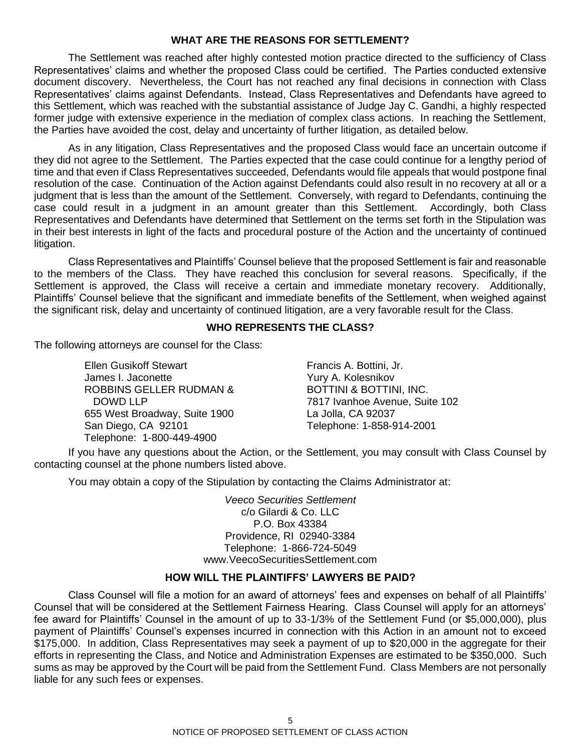## WHAT ARE THE REASONS FOR SETTLEMENT?

The Settlement was reached after highly contested motion practice directed to the sufficiency of Class Representatives' claims and whether the proposed Class could be certified. The Parties conducted extensive document discovery. Nevertheless, the Court has not reached any final decisions in connection with Class Representatives' claims against Defendants. Instead, Class Representatives and Defendants have agreed to this Settlement, which was reached with the substantial assistance of Judge Jay C. Gandhi, a highly respected former judge with extensive experience in the mediation of complex class actions. In reaching the Settlement, the Parties have avoided the cost, delay and uncertainty of further litigation, as detailed below.

As in any litigation, Class Representatives and the proposed Class would face an uncertain outcome if they did not agree to the Settlement. The Parties expected that the case could continue for a lengthy period of time and that even if Class Representatives succeeded, Defendants would file appeals that would postpone final resolution of the case. Continuation of the Action against Defendants could also result in no recovery at all or a judgment that is less than the amount of the Settlement. Conversely, with regard to Defendants, continuing the case could result in a judgment in an amount greater than this Settlement. Accordingly, both Class Representatives and Defendants have determined that Settlement on the terms set forth in the Stipulation was in their best interests in light of the facts and procedural posture of the Action and the uncertainty of continued litigation.

Class Representatives and Plaintiffs' Counsel believe that the proposed Settlement is fair and reasonable to the members of the Class. They have reached this conclusion for several reasons. Specifically, if the Settlement is approved, the Class will receive a certain and immediate monetary recovery. Additionally, Plaintiffs' Counsel believe that the significant and immediate benefits of the Settlement, when weighed against the significant risk, delay and uncertainty of continued litigation, are a very favorable result for the Class.

## WHO REPRESENTS THE CLASS?

The following attorneys are counsel for the Class:

Ellen Gusikoff Stewart
James I. Jaconette
ROBBINS GELLER RUDMAN & DOWD LLP
655 West Broadway, Suite 1900
San Diego, CA 92101
Telephone: 1-800-449-4900

Francis A. Bottini, Jr.
Yury A. Kolesnikov
BOTTINI & BOTTINI, INC.
7817 Ivanhoe Avenue, Suite 102
La Jolla, CA 92037
Telephone: 1-858-914-2001

If you have any questions about the Action, or the Settlement, you may consult with Class Counsel by contacting counsel at the phone numbers listed above.

You may obtain a copy of the Stipulation by contacting the Claims Administrator at:

*Veeco Securities Settlement*
c/o Gilardi & Co. LLC
P.O. Box 43384
Providence, RI 02940-3384
Telephone: 1-866-724-5049
www.VeecoSecuritiesSettlement.com

## HOW WILL THE PLAINTIFFS' LAWYERS BE PAID?

Class Counsel will file a motion for an award of attorneys' fees and expenses on behalf of all Plaintiffs' Counsel that will be considered at the Settlement Fairness Hearing. Class Counsel will apply for an attorneys' fee award for Plaintiffs' Counsel in the amount of up to 33-1/3% of the Settlement Fund (or $5,000,000), plus payment of Plaintiffs' Counsel's expenses incurred in connection with this Action in an amount not to exceed $175,000. In addition, Class Representatives may seek a payment of up to $20,000 in the aggregate for their efforts in representing the Class, and Notice and Administration Expenses are estimated to be $350,000. Such sums as may be approved by the Court will be paid from the Settlement Fund. Class Members are not personally liable for any such fees or expenses.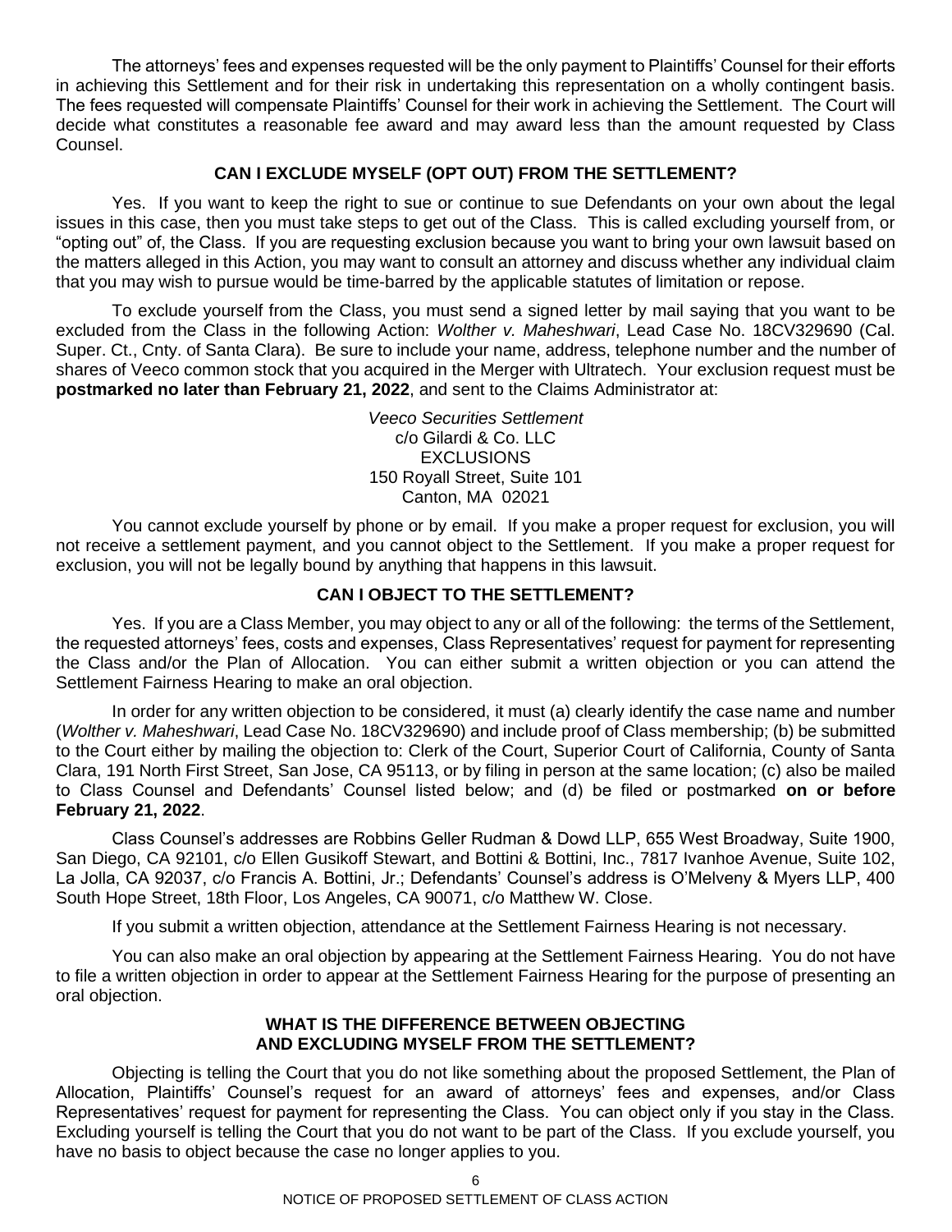The attorneys' fees and expenses requested will be the only payment to Plaintiffs' Counsel for their efforts in achieving this Settlement and for their risk in undertaking this representation on a wholly contingent basis. The fees requested will compensate Plaintiffs' Counsel for their work in achieving the Settlement. The Court will decide what constitutes a reasonable fee award and may award less than the amount requested by Class Counsel.

### CAN I EXCLUDE MYSELF (OPT OUT) FROM THE SETTLEMENT?

Yes. If you want to keep the right to sue or continue to sue Defendants on your own about the legal issues in this case, then you must take steps to get out of the Class. This is called excluding yourself from, or "opting out" of, the Class. If you are requesting exclusion because you want to bring your own lawsuit based on the matters alleged in this Action, you may want to consult an attorney and discuss whether any individual claim that you may wish to pursue would be time-barred by the applicable statutes of limitation or repose.

To exclude yourself from the Class, you must send a signed letter by mail saying that you want to be excluded from the Class in the following Action: *Wolther v. Maheshwari*, Lead Case No. 18CV329690 (Cal. Super. Ct., Cnty. of Santa Clara). Be sure to include your name, address, telephone number and the number of shares of Veeco common stock that you acquired in the Merger with Ultratech. Your exclusion request must be **postmarked no later than February 21, 2022**, and sent to the Claims Administrator at:

*Veeco Securities Settlement*
c/o Gilardi & Co. LLC
EXCLUSIONS
150 Royall Street, Suite 101
Canton, MA 02021

You cannot exclude yourself by phone or by email. If you make a proper request for exclusion, you will not receive a settlement payment, and you cannot object to the Settlement. If you make a proper request for exclusion, you will not be legally bound by anything that happens in this lawsuit.

### CAN I OBJECT TO THE SETTLEMENT?

Yes. If you are a Class Member, you may object to any or all of the following: the terms of the Settlement, the requested attorneys' fees, costs and expenses, Class Representatives' request for payment for representing the Class and/or the Plan of Allocation. You can either submit a written objection or you can attend the Settlement Fairness Hearing to make an oral objection.

In order for any written objection to be considered, it must (a) clearly identify the case name and number (*Wolther v. Maheshwari*, Lead Case No. 18CV329690) and include proof of Class membership; (b) be submitted to the Court either by mailing the objection to: Clerk of the Court, Superior Court of California, County of Santa Clara, 191 North First Street, San Jose, CA 95113, or by filing in person at the same location; (c) also be mailed to Class Counsel and Defendants' Counsel listed below; and (d) be filed or postmarked **on or before February 21, 2022**.

Class Counsel's addresses are Robbins Geller Rudman & Dowd LLP, 655 West Broadway, Suite 1900, San Diego, CA 92101, c/o Ellen Gusikoff Stewart, and Bottini & Bottini, Inc., 7817 Ivanhoe Avenue, Suite 102, La Jolla, CA 92037, c/o Francis A. Bottini, Jr.; Defendants' Counsel's address is O'Melveny & Myers LLP, 400 South Hope Street, 18th Floor, Los Angeles, CA 90071, c/o Matthew W. Close.

If you submit a written objection, attendance at the Settlement Fairness Hearing is not necessary.

You can also make an oral objection by appearing at the Settlement Fairness Hearing. You do not have to file a written objection in order to appear at the Settlement Fairness Hearing for the purpose of presenting an oral objection.

### WHAT IS THE DIFFERENCE BETWEEN OBJECTING AND EXCLUDING MYSELF FROM THE SETTLEMENT?

Objecting is telling the Court that you do not like something about the proposed Settlement, the Plan of Allocation, Plaintiffs' Counsel's request for an award of attorneys' fees and expenses, and/or Class Representatives' request for payment for representing the Class. You can object only if you stay in the Class. Excluding yourself is telling the Court that you do not want to be part of the Class. If you exclude yourself, you have no basis to object because the case no longer applies to you.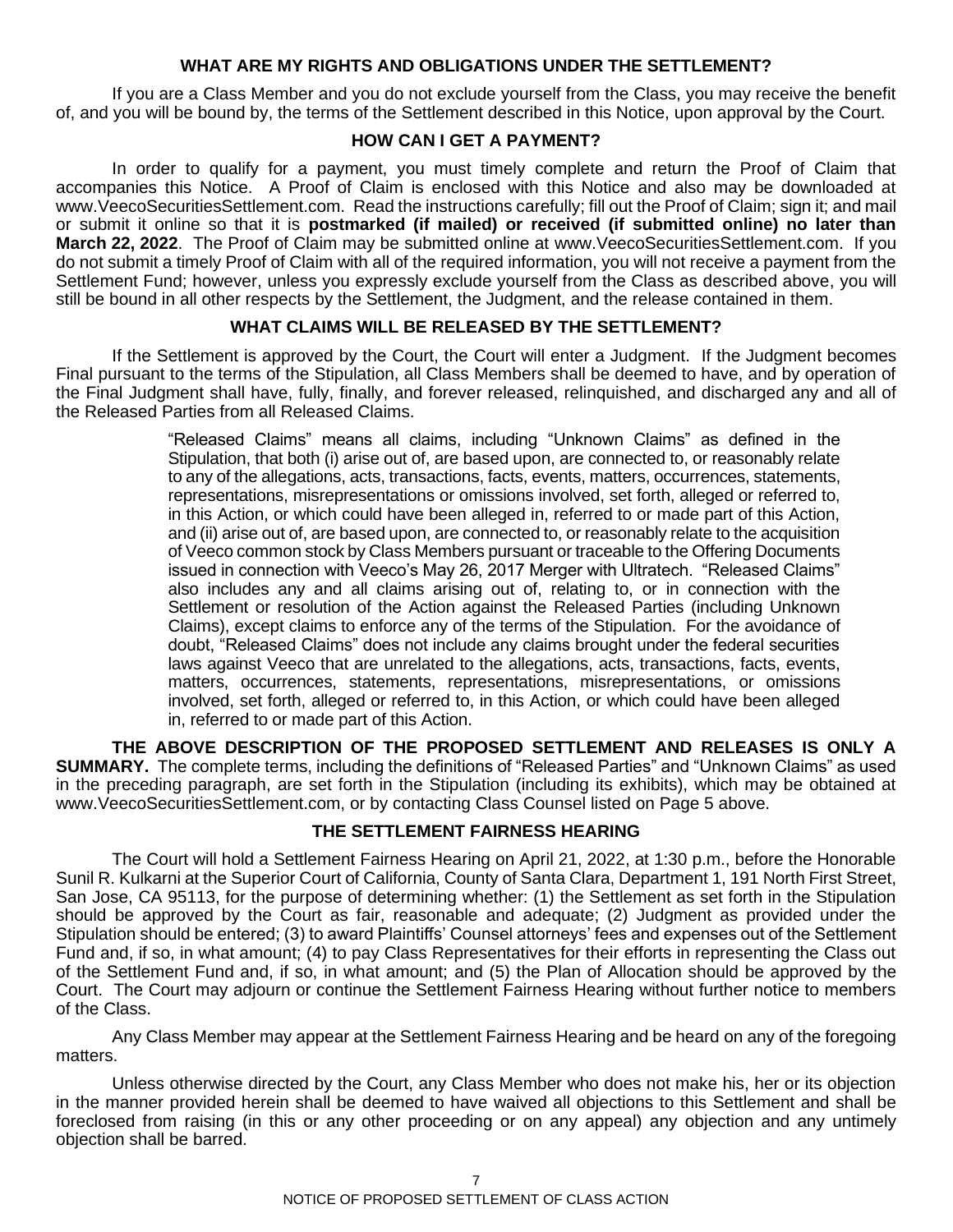## WHAT ARE MY RIGHTS AND OBLIGATIONS UNDER THE SETTLEMENT?

If you are a Class Member and you do not exclude yourself from the Class, you may receive the benefit of, and you will be bound by, the terms of the Settlement described in this Notice, upon approval by the Court.

## HOW CAN I GET A PAYMENT?

In order to qualify for a payment, you must timely complete and return the Proof of Claim that accompanies this Notice. A Proof of Claim is enclosed with this Notice and also may be downloaded at www.VeecoSecuritiesSettlement.com. Read the instructions carefully; fill out the Proof of Claim; sign it; and mail or submit it online so that it is **postmarked (if mailed) or received (if submitted online) no later than March 22, 2022**. The Proof of Claim may be submitted online at www.VeecoSecuritiesSettlement.com. If you do not submit a timely Proof of Claim with all of the required information, you will not receive a payment from the Settlement Fund; however, unless you expressly exclude yourself from the Class as described above, you will still be bound in all other respects by the Settlement, the Judgment, and the release contained in them.

## WHAT CLAIMS WILL BE RELEASED BY THE SETTLEMENT?

If the Settlement is approved by the Court, the Court will enter a Judgment. If the Judgment becomes Final pursuant to the terms of the Stipulation, all Class Members shall be deemed to have, and by operation of the Final Judgment shall have, fully, finally, and forever released, relinquished, and discharged any and all of the Released Parties from all Released Claims.

> "Released Claims" means all claims, including "Unknown Claims" as defined in the Stipulation, that both (i) arise out of, are based upon, are connected to, or reasonably relate to any of the allegations, acts, transactions, facts, events, matters, occurrences, statements, representations, misrepresentations or omissions involved, set forth, alleged or referred to, in this Action, or which could have been alleged in, referred to or made part of this Action, and (ii) arise out of, are based upon, are connected to, or reasonably relate to the acquisition of Veeco common stock by Class Members pursuant or traceable to the Offering Documents issued in connection with Veeco's May 26, 2017 Merger with Ultratech. "Released Claims" also includes any and all claims arising out of, relating to, or in connection with the Settlement or resolution of the Action against the Released Parties (including Unknown Claims), except claims to enforce any of the terms of the Stipulation. For the avoidance of doubt, "Released Claims" does not include any claims brought under the federal securities laws against Veeco that are unrelated to the allegations, acts, transactions, facts, events, matters, occurrences, statements, representations, misrepresentations, or omissions involved, set forth, alleged or referred to, in this Action, or which could have been alleged in, referred to or made part of this Action.

**THE ABOVE DESCRIPTION OF THE PROPOSED SETTLEMENT AND RELEASES IS ONLY A SUMMARY.** The complete terms, including the definitions of "Released Parties" and "Unknown Claims" as used in the preceding paragraph, are set forth in the Stipulation (including its exhibits), which may be obtained at www.VeecoSecuritiesSettlement.com, or by contacting Class Counsel listed on Page 5 above.

## THE SETTLEMENT FAIRNESS HEARING

The Court will hold a Settlement Fairness Hearing on April 21, 2022, at 1:30 p.m., before the Honorable Sunil R. Kulkarni at the Superior Court of California, County of Santa Clara, Department 1, 191 North First Street, San Jose, CA 95113, for the purpose of determining whether: (1) the Settlement as set forth in the Stipulation should be approved by the Court as fair, reasonable and adequate; (2) Judgment as provided under the Stipulation should be entered; (3) to award Plaintiffs' Counsel attorneys' fees and expenses out of the Settlement Fund and, if so, in what amount; (4) to pay Class Representatives for their efforts in representing the Class out of the Settlement Fund and, if so, in what amount; and (5) the Plan of Allocation should be approved by the Court. The Court may adjourn or continue the Settlement Fairness Hearing without further notice to members of the Class.

Any Class Member may appear at the Settlement Fairness Hearing and be heard on any of the foregoing matters.

Unless otherwise directed by the Court, any Class Member who does not make his, her or its objection in the manner provided herein shall be deemed to have waived all objections to this Settlement and shall be foreclosed from raising (in this or any other proceeding or on any appeal) any objection and any untimely objection shall be barred.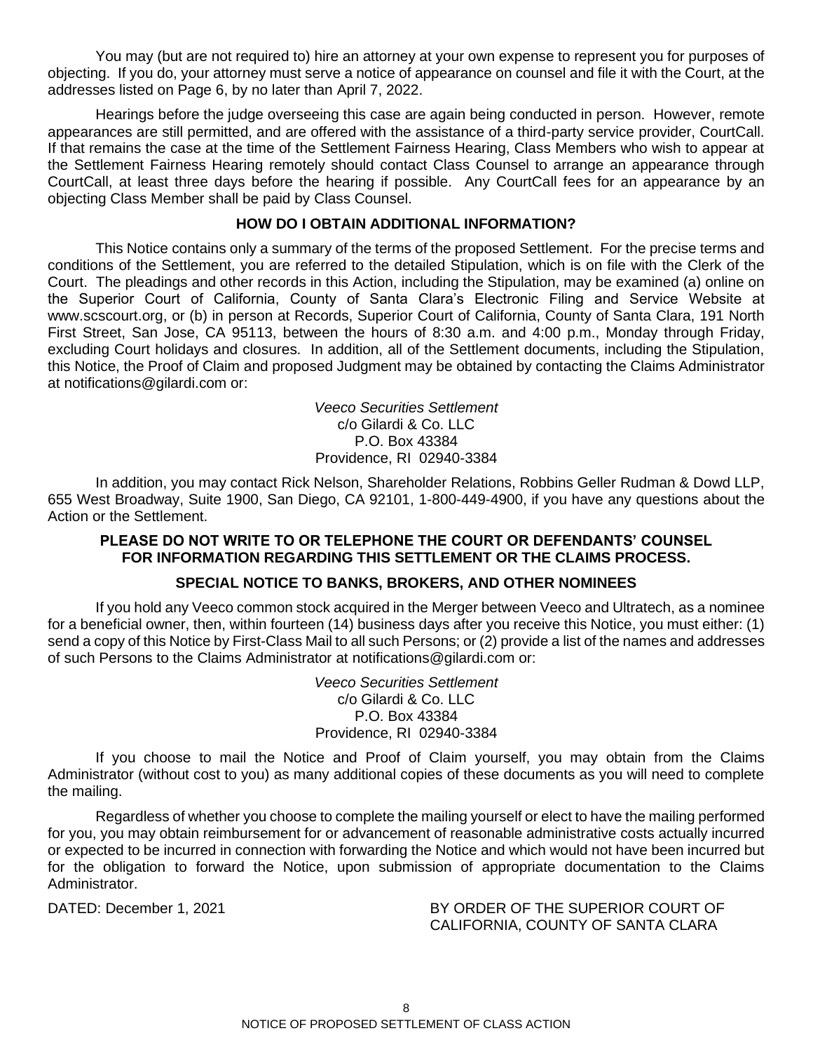You may (but are not required to) hire an attorney at your own expense to represent you for purposes of objecting. If you do, your attorney must serve a notice of appearance on counsel and file it with the Court, at the addresses listed on Page 6, by no later than April 7, 2022.

Hearings before the judge overseeing this case are again being conducted in person. However, remote appearances are still permitted, and are offered with the assistance of a third-party service provider, CourtCall. If that remains the case at the time of the Settlement Fairness Hearing, Class Members who wish to appear at the Settlement Fairness Hearing remotely should contact Class Counsel to arrange an appearance through CourtCall, at least three days before the hearing if possible. Any CourtCall fees for an appearance by an objecting Class Member shall be paid by Class Counsel.

## HOW DO I OBTAIN ADDITIONAL INFORMATION?

This Notice contains only a summary of the terms of the proposed Settlement. For the precise terms and conditions of the Settlement, you are referred to the detailed Stipulation, which is on file with the Clerk of the Court. The pleadings and other records in this Action, including the Stipulation, may be examined (a) online on the Superior Court of California, County of Santa Clara's Electronic Filing and Service Website at www.scscourt.org, or (b) in person at Records, Superior Court of California, County of Santa Clara, 191 North First Street, San Jose, CA 95113, between the hours of 8:30 a.m. and 4:00 p.m., Monday through Friday, excluding Court holidays and closures. In addition, all of the Settlement documents, including the Stipulation, this Notice, the Proof of Claim and proposed Judgment may be obtained by contacting the Claims Administrator at notifications@gilardi.com or:

*Veeco Securities Settlement*
c/o Gilardi & Co. LLC
P.O. Box 43384
Providence, RI 02940-3384

In addition, you may contact Rick Nelson, Shareholder Relations, Robbins Geller Rudman & Dowd LLP, 655 West Broadway, Suite 1900, San Diego, CA 92101, 1-800-449-4900, if you have any questions about the Action or the Settlement.

**PLEASE DO NOT WRITE TO OR TELEPHONE THE COURT OR DEFENDANTS' COUNSEL FOR INFORMATION REGARDING THIS SETTLEMENT OR THE CLAIMS PROCESS.**

## SPECIAL NOTICE TO BANKS, BROKERS, AND OTHER NOMINEES

If you hold any Veeco common stock acquired in the Merger between Veeco and Ultratech, as a nominee for a beneficial owner, then, within fourteen (14) business days after you receive this Notice, you must either: (1) send a copy of this Notice by First-Class Mail to all such Persons; or (2) provide a list of the names and addresses of such Persons to the Claims Administrator at notifications@gilardi.com or:

*Veeco Securities Settlement*
c/o Gilardi & Co. LLC
P.O. Box 43384
Providence, RI 02940-3384

If you choose to mail the Notice and Proof of Claim yourself, you may obtain from the Claims Administrator (without cost to you) as many additional copies of these documents as you will need to complete the mailing.

Regardless of whether you choose to complete the mailing yourself or elect to have the mailing performed for you, you may obtain reimbursement for or advancement of reasonable administrative costs actually incurred or expected to be incurred in connection with forwarding the Notice and which would not have been incurred but for the obligation to forward the Notice, upon submission of appropriate documentation to the Claims Administrator.

DATED: December 1, 2021

BY ORDER OF THE SUPERIOR COURT OF CALIFORNIA, COUNTY OF SANTA CLARA